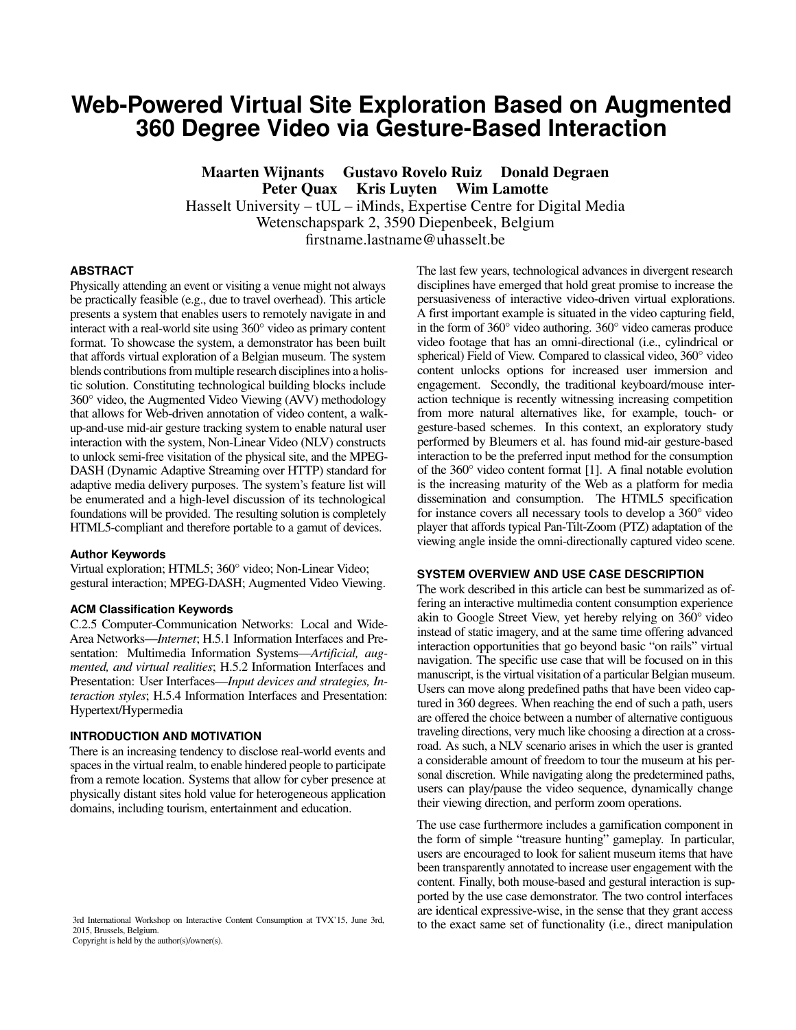# Web-Powered Virtual Site Exploration Based on Augmented 360 Degree Video via Gesture-Based Interaction

**Maarten Wijnants  Gustavo Rovelo Ruiz  Donald Degraen  
Peter Quax  Kris Luyten  Wim Lamotte**  
Hasselt University – tUL – iMinds, Expertise Centre for Digital Media  
Wetenschapspark 2, 3590 Diepenbeek, Belgium  
firstname.lastname@uhasselt.be

### ABSTRACT

Physically attending an event or visiting a venue might not always be practically feasible (e.g., due to travel overhead). This article presents a system that enables users to remotely navigate in and interact with a real-world site using 360° video as primary content format. To showcase the system, a demonstrator has been built that affords virtual exploration of a Belgian museum. The system blends contributions from multiple research disciplines into a holistic solution. Constituting technological building blocks include 360° video, the Augmented Video Viewing (AVV) methodology that allows for Web-driven annotation of video content, a walk-up-and-use mid-air gesture tracking system to enable natural user interaction with the system, Non-Linear Video (NLV) constructs to unlock semi-free visitation of the physical site, and the MPEG-DASH (Dynamic Adaptive Streaming over HTTP) standard for adaptive media delivery purposes. The system's feature list will be enumerated and a high-level discussion of its technological foundations will be provided. The resulting solution is completely HTML5-compliant and therefore portable to a gamut of devices.

#### Author Keywords

Virtual exploration; HTML5; 360° video; Non-Linear Video; gestural interaction; MPEG-DASH; Augmented Video Viewing.

#### ACM Classification Keywords

C.2.5 Computer-Communication Networks: Local and Wide-Area Networks—*Internet*; H.5.1 Information Interfaces and Presentation: Multimedia Information Systems—*Artificial, augmented, and virtual realities*; H.5.2 Information Interfaces and Presentation: User Interfaces—*Input devices and strategies, Interaction styles*; H.5.4 Information Interfaces and Presentation: Hypertext/Hypermedia

### INTRODUCTION AND MOTIVATION

There is an increasing tendency to disclose real-world events and spaces in the virtual realm, to enable hindered people to participate from a remote location. Systems that allow for cyber presence at physically distant sites hold value for heterogeneous application domains, including tourism, entertainment and education.

The last few years, technological advances in divergent research disciplines have emerged that hold great promise to increase the persuasiveness of interactive video-driven virtual explorations. A first important example is situated in the video capturing field, in the form of 360° video authoring. 360° video cameras produce video footage that has an omni-directional (i.e., cylindrical or spherical) Field of View. Compared to classical video, 360° video content unlocks options for increased user immersion and engagement. Secondly, the traditional keyboard/mouse interaction technique is recently witnessing increasing competition from more natural alternatives like, for example, touch- or gesture-based schemes. In this context, an exploratory study performed by Bleumers et al. has found mid-air gesture-based interaction to be the preferred input method for the consumption of the 360° video content format [1]. A final notable evolution is the increasing maturity of the Web as a platform for media dissemination and consumption. The HTML5 specification for instance covers all necessary tools to develop a 360° video player that affords typical Pan-Tilt-Zoom (PTZ) adaptation of the viewing angle inside the omni-directionally captured video scene.

### SYSTEM OVERVIEW AND USE CASE DESCRIPTION

The work described in this article can best be summarized as offering an interactive multimedia content consumption experience akin to Google Street View, yet hereby relying on 360° video instead of static imagery, and at the same time offering advanced interaction opportunities that go beyond basic "on rails" virtual navigation. The specific use case that will be focused on in this manuscript, is the virtual visitation of a particular Belgian museum. Users can move along predefined paths that have been video captured in 360 degrees. When reaching the end of such a path, users are offered the choice between a number of alternative contiguous traveling directions, very much like choosing a direction at a crossroad. As such, a NLV scenario arises in which the user is granted a considerable amount of freedom to tour the museum at his personal discretion. While navigating along the predetermined paths, users can play/pause the video sequence, dynamically change their viewing direction, and perform zoom operations.

The use case furthermore includes a gamification component in the form of simple "treasure hunting" gameplay. In particular, users are encouraged to look for salient museum items that have been transparently annotated to increase user engagement with the content. Finally, both mouse-based and gestural interaction is supported by the use case demonstrator. The two control interfaces are identical expressive-wise, in the sense that they grant access to the exact same set of functionality (i.e., direct manipulation

3rd International Workshop on Interactive Content Consumption at TVX'15, June 3rd, 2015, Brussels, Belgium.  
Copyright is held by the author(s)/owner(s).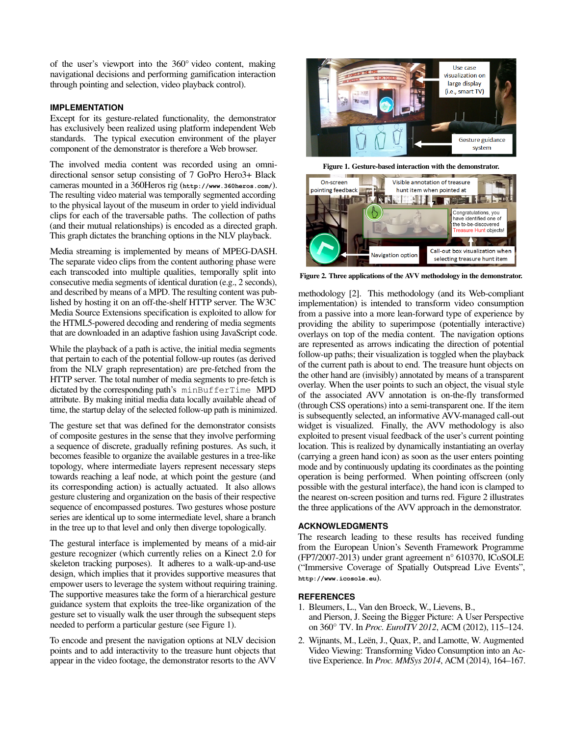of the user's viewport into the 360° video content, making navigational decisions and performing gamification interaction through pointing and selection, video playback control).

## IMPLEMENTATION

Except for its gesture-related functionality, the demonstrator has exclusively been realized using platform independent Web standards. The typical execution environment of the player component of the demonstrator is therefore a Web browser.

The involved media content was recorded using an omni-directional sensor setup consisting of 7 GoPro Hero3+ Black cameras mounted in a 360Heros rig (`http://www.360heros.com/`). The resulting video material was temporally segmented according to the physical layout of the museum in order to yield individual clips for each of the traversable paths. The collection of paths (and their mutual relationships) is encoded as a directed graph. This graph dictates the branching options in the NLV playback.

Media streaming is implemented by means of MPEG-DASH. The separate video clips from the content authoring phase were each transcoded into multiple qualities, temporally split into consecutive media segments of identical duration (e.g., 2 seconds), and described by means of a MPD. The resulting content was published by hosting it on an off-the-shelf HTTP server. The W3C Media Source Extensions specification is exploited to allow for the HTML5-powered decoding and rendering of media segments that are downloaded in an adaptive fashion using JavaScript code.

While the playback of a path is active, the initial media segments that pertain to each of the potential follow-up routes (as derived from the NLV graph representation) are pre-fetched from the HTTP server. The total number of media segments to pre-fetch is dictated by the corresponding path's `minBufferTime` MPD attribute. By making initial media data locally available ahead of time, the startup delay of the selected follow-up path is minimized.

The gesture set that was defined for the demonstrator consists of composite gestures in the sense that they involve performing a sequence of discrete, gradually refining postures. As such, it becomes feasible to organize the available gestures in a tree-like topology, where intermediate layers represent necessary steps towards reaching a leaf node, at which point the gesture (and its corresponding action) is actually actuated. It also allows gesture clustering and organization on the basis of their respective sequence of encompassed postures. Two gestures whose posture series are identical up to some intermediate level, share a branch in the tree up to that level and only then diverge topologically.

The gestural interface is implemented by means of a mid-air gesture recognizer (which currently relies on a Kinect 2.0 for skeleton tracking purposes). It adheres to a walk-up-and-use design, which implies that it provides supportive measures that empower users to leverage the system without requiring training. The supportive measures take the form of a hierarchical gesture guidance system that exploits the tree-like organization of the gesture set to visually walk the user through the subsequent steps needed to perform a particular gesture (see Figure 1).

To encode and present the navigation options at NLV decision points and to add interactivity to the treasure hunt objects that appear in the video footage, the demonstrator resorts to the AVV

Use case visualization on large display (i.e., smart TV)

Gesture guidance system

**Figure 1. Gesture-based interaction with the demonstrator.**

On-screen pointing feedback

Visible annotation of treasure hunt item when pointed at

Congratulations, you have identified one of the to-be-discovered Treasure Hunt objects!

Navigation option

Call-out box visualization when selecting treasure hunt item

**Figure 2. Three applications of the AVV methodology in the demonstrator.**

methodology [2]. This methodology (and its Web-compliant implementation) is intended to transform video consumption from a passive into a more lean-forward type of experience by providing the ability to superimpose (potentially interactive) overlays on top of the media content. The navigation options are represented as arrows indicating the direction of potential follow-up paths; their visualization is toggled when the playback of the current path is about to end. The treasure hunt objects on the other hand are (invisibly) annotated by means of a transparent overlay. When the user points to such an object, the visual style of the associated AVV annotation is on-the-fly transformed (through CSS operations) into a semi-transparent one. If the item is subsequently selected, an informative AVV-managed call-out widget is visualized. Finally, the AVV methodology is also exploited to present visual feedback of the user's current pointing location. This is realized by dynamically instantiating an overlay (carrying a green hand icon) as soon as the user enters pointing mode and by continuously updating its coordinates as the pointing operation is being performed. When pointing offscreen (only possible with the gestural interface), the hand icon is clamped to the nearest on-screen position and turns red. Figure 2 illustrates the three applications of the AVV approach in the demonstrator.

## ACKNOWLEDGMENTS

The research leading to these results has received funding from the European Union's Seventh Framework Programme (FP7/2007-2013) under grant agreement n° 610370, ICoSOLE ("Immersive Coverage of Spatially Outspread Live Events", `http://www.icosole.eu`).

## REFERENCES

1. Bleumers, L., Van den Broeck, W., Lievens, B., and Pierson, J. Seeing the Bigger Picture: A User Perspective on 360° TV. In *Proc. EuroITV 2012*, ACM (2012), 115–124.
2. Wijnants, M., Leën, J., Quax, P., and Lamotte, W. Augmented Video Viewing: Transforming Video Consumption into an Active Experience. In *Proc. MMSys 2014*, ACM (2014), 164–167.